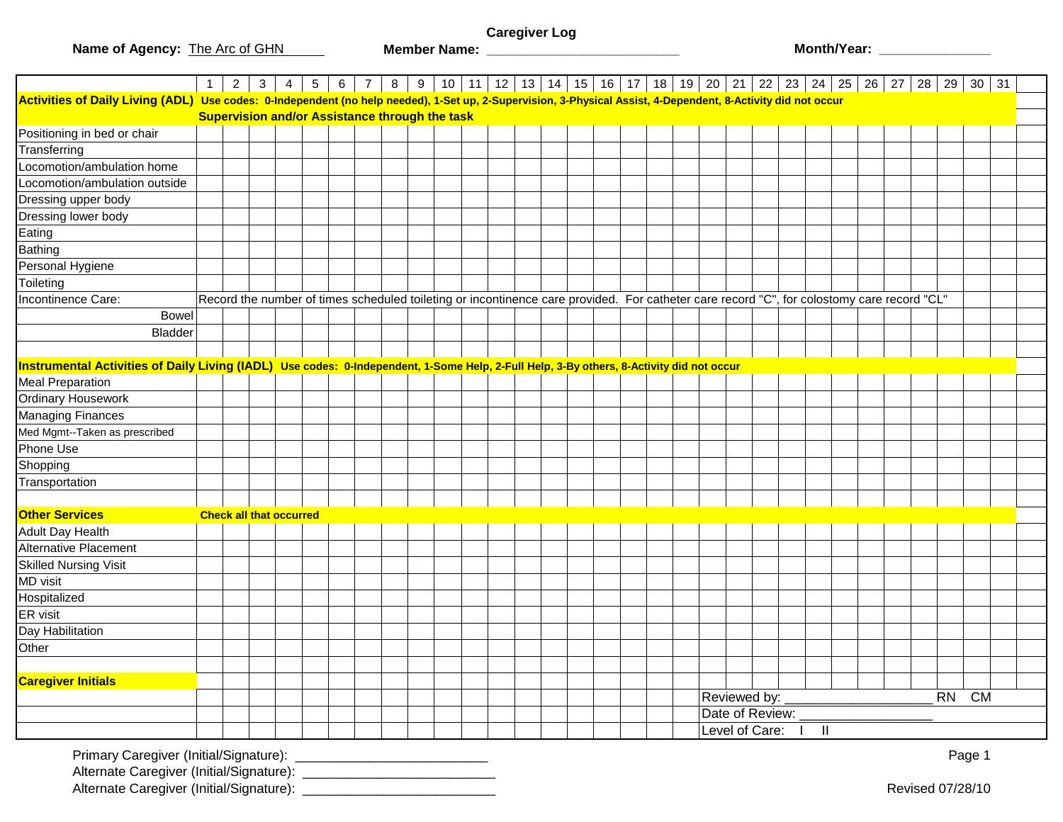**Caregiver Log**

**Name of Agency:** The Arc of GHN **Member Name:** ________________________ **Month/Year:** ______________

| | 1 | 2 | 3 | 4 | 5 | 6 | 7 | 8 | 9 | 10 | 11 | 12 | 13 | 14 | 15 | 16 | 17 | 18 | 19 | 20 | 21 | 22 | 23 | 24 | 25 | 26 | 27 | 28 | 29 | 30 | 31 | |
|---|---|---|---|---|---|---|---|---|---|---|---|---|---|---|---|---|---|---|---|---|---|---|---|---|---|---|---|---|---|---|---|---|
| **Activities of Daily Living (ADL)** | **Use codes: 0-Independent (no help needed), 1-Set up, 2-Supervision, 3-Physical Assist, 4-Dependent, 8-Activity did not occur** | | | | | | | | | | | | | | | | | | | | | | | | | | | | | | | |
| | **Supervision and/or Assistance through the task** | | | | | | | | | | | | | | | | | | | | | | | | | | | | | | | |
| Positioning in bed or chair | | | | | | | | | | | | | | | | | | | | | | | | | | | | | | | | |
| Transferring | | | | | | | | | | | | | | | | | | | | | | | | | | | | | | | | |
| Locomotion/ambulation home | | | | | | | | | | | | | | | | | | | | | | | | | | | | | | | | |
| Locomotion/ambulation outside | | | | | | | | | | | | | | | | | | | | | | | | | | | | | | | | |
| Dressing upper body | | | | | | | | | | | | | | | | | | | | | | | | | | | | | | | | |
| Dressing lower body | | | | | | | | | | | | | | | | | | | | | | | | | | | | | | | | |
| Eating | | | | | | | | | | | | | | | | | | | | | | | | | | | | | | | | |
| Bathing | | | | | | | | | | | | | | | | | | | | | | | | | | | | | | | | |
| Personal Hygiene | | | | | | | | | | | | | | | | | | | | | | | | | | | | | | | | |
| Toileting | | | | | | | | | | | | | | | | | | | | | | | | | | | | | | | | |
| Incontinence Care: | Record the number of times scheduled toileting or incontinence care provided. For catheter care record "C", for colostomy care record "CL" | | | | | | | | | | | | | | | | | | | | | | | | | | | | | | | |
| Bowel | | | | | | | | | | | | | | | | | | | | | | | | | | | | | | | | |
| Bladder | | | | | | | | | | | | | | | | | | | | | | | | | | | | | | | | |
| | | | | | | | | | | | | | | | | | | | | | | | | | | | | | | | | |
| **Instrumental Activities of Daily Living (IADL)** | **Use codes: 0-Independent, 1-Some Help, 2-Full Help, 3-By others, 8-Activity did not occur** | | | | | | | | | | | | | | | | | | | | | | | | | | | | | | | |
| Meal Preparation | | | | | | | | | | | | | | | | | | | | | | | | | | | | | | | | |
| Ordinary Housework | | | | | | | | | | | | | | | | | | | | | | | | | | | | | | | | |
| Managing Finances | | | | | | | | | | | | | | | | | | | | | | | | | | | | | | | | |
| Med Mgmt--Taken as prescribed | | | | | | | | | | | | | | | | | | | | | | | | | | | | | | | | |
| Phone Use | | | | | | | | | | | | | | | | | | | | | | | | | | | | | | | | |
| Shopping | | | | | | | | | | | | | | | | | | | | | | | | | | | | | | | | |
| Transportation | | | | | | | | | | | | | | | | | | | | | | | | | | | | | | | | |
| | | | | | | | | | | | | | | | | | | | | | | | | | | | | | | | | |
| **Other Services** | **Check all that occurred** | | | | | | | | | | | | | | | | | | | | | | | | | | | | | | | |
| Adult Day Health | | | | | | | | | | | | | | | | | | | | | | | | | | | | | | | | |
| Alternative Placement | | | | | | | | | | | | | | | | | | | | | | | | | | | | | | | | |
| Skilled Nursing Visit | | | | | | | | | | | | | | | | | | | | | | | | | | | | | | | | |
| MD visit | | | | | | | | | | | | | | | | | | | | | | | | | | | | | | | | |
| Hospitalized | | | | | | | | | | | | | | | | | | | | | | | | | | | | | | | | |
| ER visit | | | | | | | | | | | | | | | | | | | | | | | | | | | | | | | | |
| Day Habilitation | | | | | | | | | | | | | | | | | | | | | | | | | | | | | | | | |
| Other | | | | | | | | | | | | | | | | | | | | | | | | | | | | | | | | |
| | | | | | | | | | | | | | | | | | | | | | | | | | | | | | | | | |
| **Caregiver Initials** | | | | | | | | | | | | | | | | | | | | | | | | | | | | | | | | |

Reviewed by: ___________________ RN CM

Date of Review: _________________

Level of Care: I II

Primary Caregiver (Initial/Signature): _________________________

Alternate Caregiver (Initial/Signature): _________________________

Alternate Caregiver (Initial/Signature): _________________________

Revised 07/28/10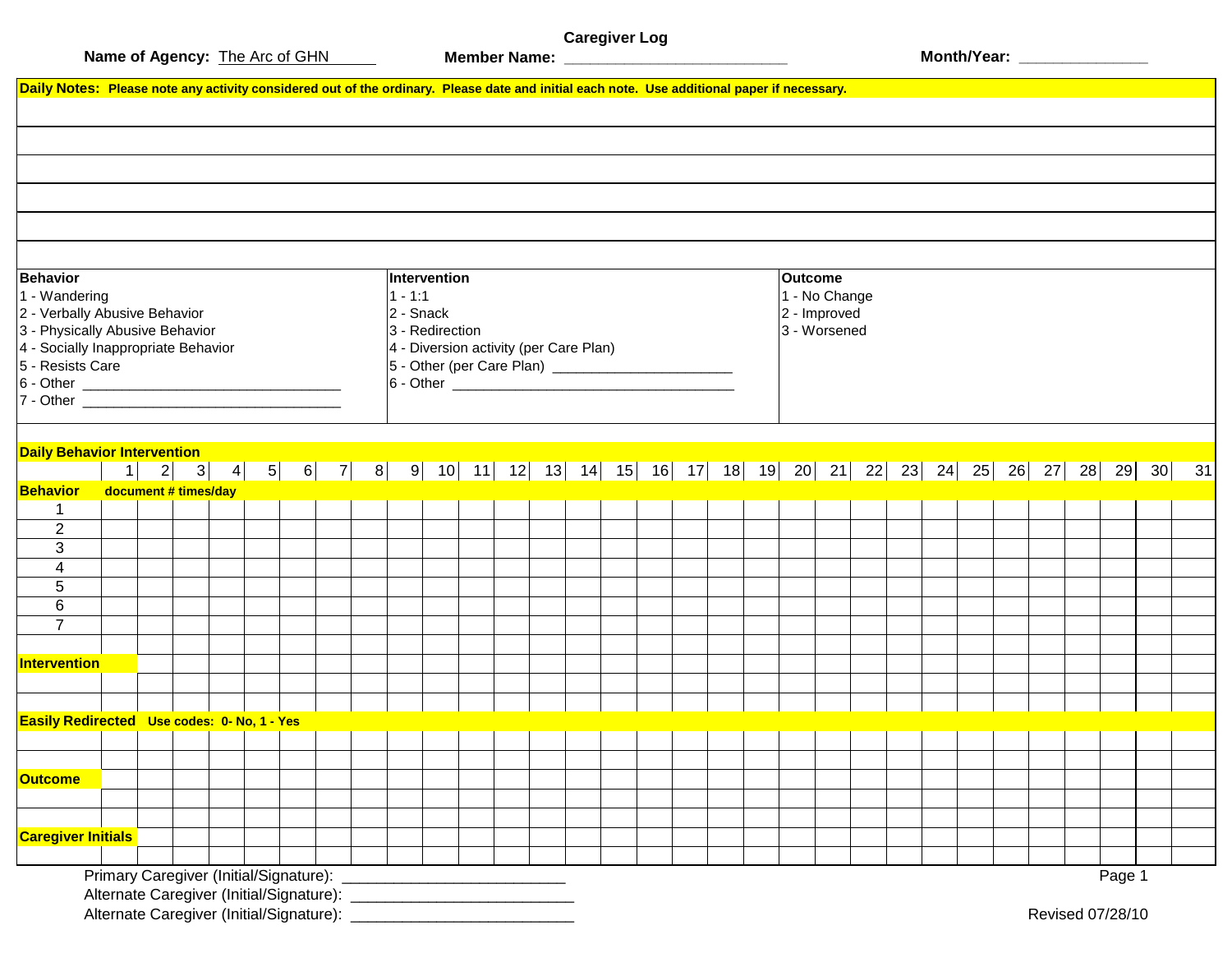# Caregiver Log

**Name of Agency:** The Arc of GHN **Member Name:** ___________________________ **Month/Year:** _______________

**Daily Notes: Please note any activity considered out of the ordinary. Please date and initial each note. Use additional paper if necessary.**

| |
|---|
| |
| |
| |
| |
| |
| |

| Behavior | Intervention | Outcome |
|---|---|---|
| 1 - Wandering | 1 - 1:1 | 1 - No Change |
| 2 - Verbally Abusive Behavior | 2 - Snack | 2 - Improved |
| 3 - Physically Abusive Behavior | 3 - Redirection | 3 - Worsened |
| 4 - Socially Inappropriate Behavior | 4 - Diversion activity (per Care Plan) | |
| 5 - Resists Care | 5 - Other (per Care Plan) _______________________ | |
| 6 - Other _________________________________ | 6 - Other ____________________________________ | |
| 7 - Other _________________________________ | | |

**Daily Behavior Intervention**

| | 1 | 2 | 3 | 4 | 5 | 6 | 7 | 8 | 9 | 10 | 11 | 12 | 13 | 14 | 15 | 16 | 17 | 18 | 19 | 20 | 21 | 22 | 23 | 24 | 25 | 26 | 27 | 28 | 29 | 30 | 31 |
|---|---|---|---|---|---|---|---|---|---|---|---|---|---|---|---|---|---|---|---|---|---|---|---|---|---|---|---|---|---|---|---|
| **Behavior** document # times/day | | | | | | | | | | | | | | | | | | | | | | | | | | | | | | | |
| 1 | | | | | | | | | | | | | | | | | | | | | | | | | | | | | | | |
| 2 | | | | | | | | | | | | | | | | | | | | | | | | | | | | | | | |
| 3 | | | | | | | | | | | | | | | | | | | | | | | | | | | | | | | |
| 4 | | | | | | | | | | | | | | | | | | | | | | | | | | | | | | | |
| 5 | | | | | | | | | | | | | | | | | | | | | | | | | | | | | | | |
| 6 | | | | | | | | | | | | | | | | | | | | | | | | | | | | | | | |
| 7 | | | | | | | | | | | | | | | | | | | | | | | | | | | | | | | |
| | | | | | | | | | | | | | | | | | | | | | | | | | | | | | | | |
| **Intervention** | | | | | | | | | | | | | | | | | | | | | | | | | | | | | | | |
| | | | | | | | | | | | | | | | | | | | | | | | | | | | | | | | |
| | | | | | | | | | | | | | | | | | | | | | | | | | | | | | | | |
| **Easily Redirected** Use codes: 0- No, 1 - Yes | | | | | | | | | | | | | | | | | | | | | | | | | | | | | | | |
| | | | | | | | | | | | | | | | | | | | | | | | | | | | | | | | |
| | | | | | | | | | | | | | | | | | | | | | | | | | | | | | | | |
| **Outcome** | | | | | | | | | | | | | | | | | | | | | | | | | | | | | | | |
| | | | | | | | | | | | | | | | | | | | | | | | | | | | | | | | |
| | | | | | | | | | | | | | | | | | | | | | | | | | | | | | | | |
| **Caregiver Initials** | | | | | | | | | | | | | | | | | | | | | | | | | | | | | | | |
| | | | | | | | | | | | | | | | | | | | | | | | | | | | | | | | |

Primary Caregiver (Initial/Signature): ___________________________

Alternate Caregiver (Initial/Signature): ___________________________

Alternate Caregiver (Initial/Signature): ___________________________

Revised 07/28/10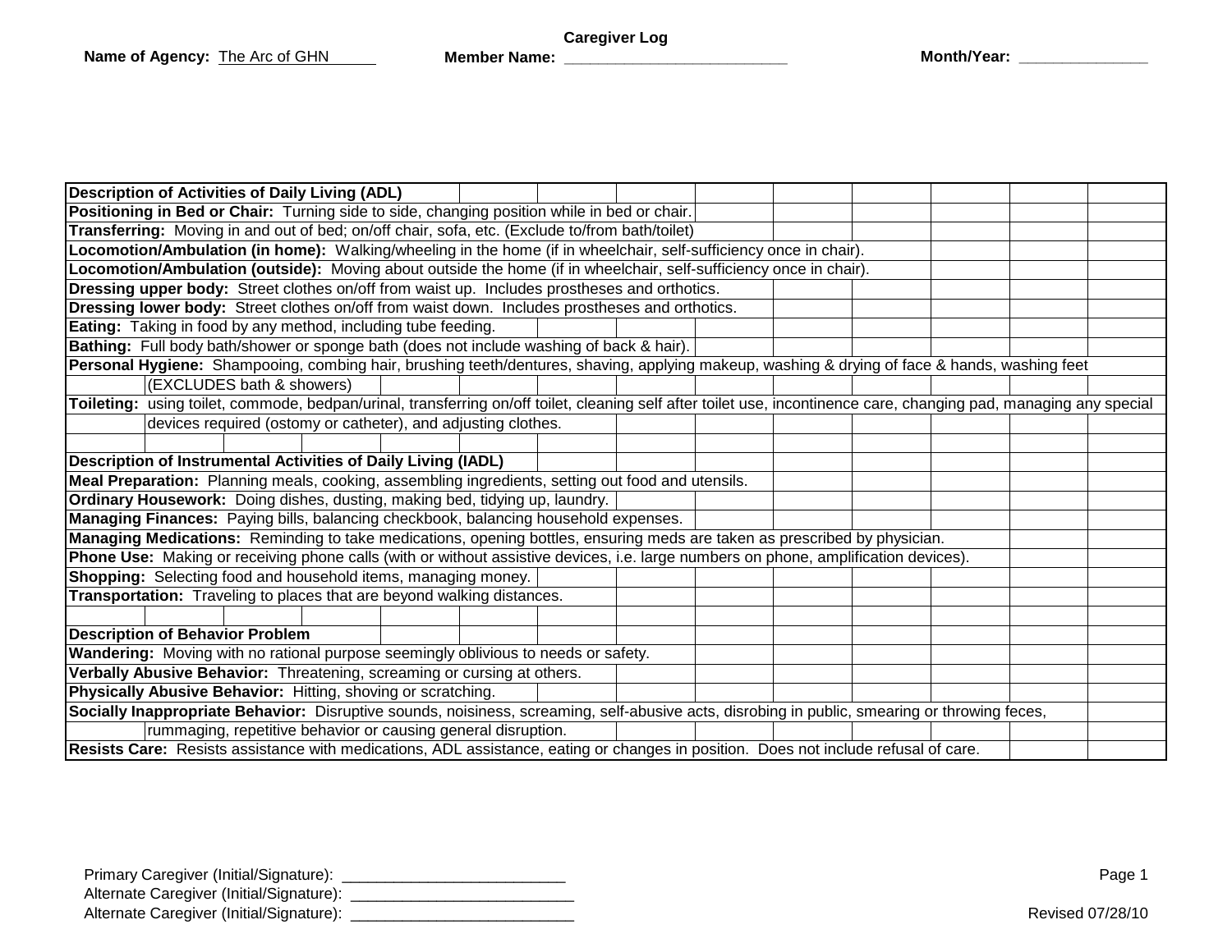**Name of Agency:** The Arc of GHN

## Caregiver Log

**Member Name:** ___________________________ **Month/Year:** _______________

| | | | | | | | | | | | | | |
|---|---|---|---|---|---|---|---|---|---|---|---|---|---|
| **Description of Activities of Daily Living (ADL)** | | | | | | | | | | | | | |
| **Positioning in Bed or Chair:** Turning side to side, changing position while in bed or chair. | | | | | | | | | | | | | |
| **Transferring:** Moving in and out of bed; on/off chair, sofa, etc. (Exclude to/from bath/toilet) | | | | | | | | | | | | | |
| **Locomotion/Ambulation (in home):** Walking/wheeling in the home (if in wheelchair, self-sufficiency once in chair). | | | | | | | | | | | | | |
| **Locomotion/Ambulation (outside):** Moving about outside the home (if in wheelchair, self-sufficiency once in chair). | | | | | | | | | | | | | |
| **Dressing upper body:** Street clothes on/off from waist up. Includes prostheses and orthotics. | | | | | | | | | | | | | |
| **Dressing lower body:** Street clothes on/off from waist down. Includes prostheses and orthotics. | | | | | | | | | | | | | |
| **Eating:** Taking in food by any method, including tube feeding. | | | | | | | | | | | | | |
| **Bathing:** Full body bath/shower or sponge bath (does not include washing of back & hair). | | | | | | | | | | | | | |
| **Personal Hygiene:** Shampooing, combing hair, brushing teeth/dentures, shaving, applying makeup, washing & drying of face & hands, washing feet (EXCLUDES bath & showers) | | | | | | | | | | | | | |
| **Toileting:** using toilet, commode, bedpan/urinal, transferring on/off toilet, cleaning self after toilet use, incontinence care, changing pad, managing any special devices required (ostomy or catheter), and adjusting clothes. | | | | | | | | | | | | | |
| | | | | | | | | | | | | | |
| **Description of Instrumental Activities of Daily Living (IADL)** | | | | | | | | | | | | | |
| **Meal Preparation:** Planning meals, cooking, assembling ingredients, setting out food and utensils. | | | | | | | | | | | | | |
| **Ordinary Housework:** Doing dishes, dusting, making bed, tidying up, laundry. | | | | | | | | | | | | | |
| **Managing Finances:** Paying bills, balancing checkbook, balancing household expenses. | | | | | | | | | | | | | |
| **Managing Medications:** Reminding to take medications, opening bottles, ensuring meds are taken as prescribed by physician. | | | | | | | | | | | | | |
| **Phone Use:** Making or receiving phone calls (with or without assistive devices, i.e. large numbers on phone, amplification devices). | | | | | | | | | | | | | |
| **Shopping:** Selecting food and household items, managing money. | | | | | | | | | | | | | |
| **Transportation:** Traveling to places that are beyond walking distances. | | | | | | | | | | | | | |
| | | | | | | | | | | | | | |
| **Description of Behavior Problem** | | | | | | | | | | | | | |
| **Wandering:** Moving with no rational purpose seemingly oblivious to needs or safety. | | | | | | | | | | | | | |
| **Verbally Abusive Behavior:** Threatening, screaming or cursing at others. | | | | | | | | | | | | | |
| **Physically Abusive Behavior:** Hitting, shoving or scratching. | | | | | | | | | | | | | |
| **Socially Inappropriate Behavior:** Disruptive sounds, noisiness, screaming, self-abusive acts, disrobing in public, smearing or throwing feces, rummaging, repetitive behavior or causing general disruption. | | | | | | | | | | | | | |
| **Resists Care:** Resists assistance with medications, ADL assistance, eating or changes in position. Does not include refusal of care. | | | | | | | | | | | | | |

Primary Caregiver (Initial/Signature): ___________________________

Alternate Caregiver (Initial/Signature): ___________________________

Alternate Caregiver (Initial/Signature): ___________________________

Revised 07/28/10